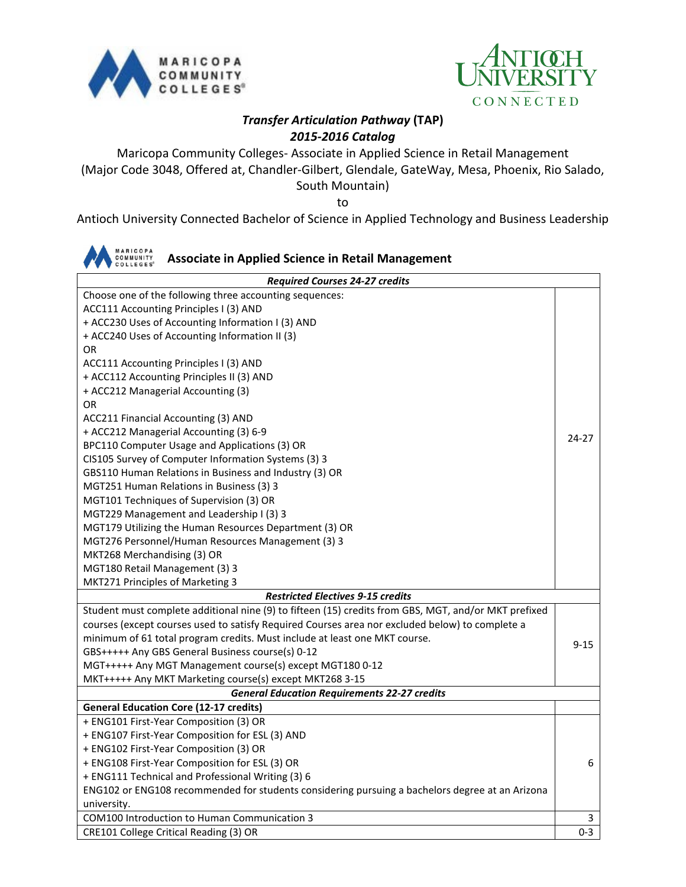***Transfer Articulation Pathway* (TAP)**
***2015-2016 Catalog***

Maricopa Community Colleges- Associate in Applied Science in Retail Management
(Major Code 3048, Offered at, Chandler-Gilbert, Glendale, GateWay, Mesa, Phoenix, Rio Salado, South Mountain)

to

Antioch University Connected Bachelor of Science in Applied Technology and Business Leadership

## Associate in Applied Science in Retail Management

| *Required Courses 24-27 credits* | |
|---|---|
| Choose one of the following three accounting sequences:<br>ACC111 Accounting Principles I (3) AND<br>+ ACC230 Uses of Accounting Information I (3) AND<br>+ ACC240 Uses of Accounting Information II (3)<br>OR<br>ACC111 Accounting Principles I (3) AND<br>+ ACC112 Accounting Principles II (3) AND<br>+ ACC212 Managerial Accounting (3)<br>OR<br>ACC211 Financial Accounting (3) AND<br>+ ACC212 Managerial Accounting (3) 6-9<br>BPC110 Computer Usage and Applications (3) OR<br>CIS105 Survey of Computer Information Systems (3) 3<br>GBS110 Human Relations in Business and Industry (3) OR<br>MGT251 Human Relations in Business (3) 3<br>MGT101 Techniques of Supervision (3) OR<br>MGT229 Management and Leadership I (3) 3<br>MGT179 Utilizing the Human Resources Department (3) OR<br>MGT276 Personnel/Human Resources Management (3) 3<br>MKT268 Merchandising (3) OR<br>MGT180 Retail Management (3) 3<br>MKT271 Principles of Marketing 3 | 24-27 |
| ***Restricted Electives 9-15 credits*** | |
| Student must complete additional nine (9) to fifteen (15) credits from GBS, MGT, and/or MKT prefixed courses (except courses used to satisfy Required Courses area nor excluded below) to complete a minimum of 61 total program credits. Must include at least one MKT course.<br>GBS+++++ Any GBS General Business course(s) 0-12<br>MGT+++++ Any MGT Management course(s) except MGT180 0-12<br>MKT+++++ Any MKT Marketing course(s) except MKT268 3-15 | 9-15 |
| ***General Education Requirements 22-27 credits*** | |
| **General Education Core (12-17 credits)** | |
| + ENG101 First-Year Composition (3) OR<br>+ ENG107 First-Year Composition for ESL (3) AND<br>+ ENG102 First-Year Composition (3) OR<br>+ ENG108 First-Year Composition for ESL (3) OR<br>+ ENG111 Technical and Professional Writing (3) 6<br>ENG102 or ENG108 recommended for students considering pursuing a bachelors degree at an Arizona university. | 6 |
| COM100 Introduction to Human Communication 3 | 3 |
| CRE101 College Critical Reading (3) OR | 0-3 |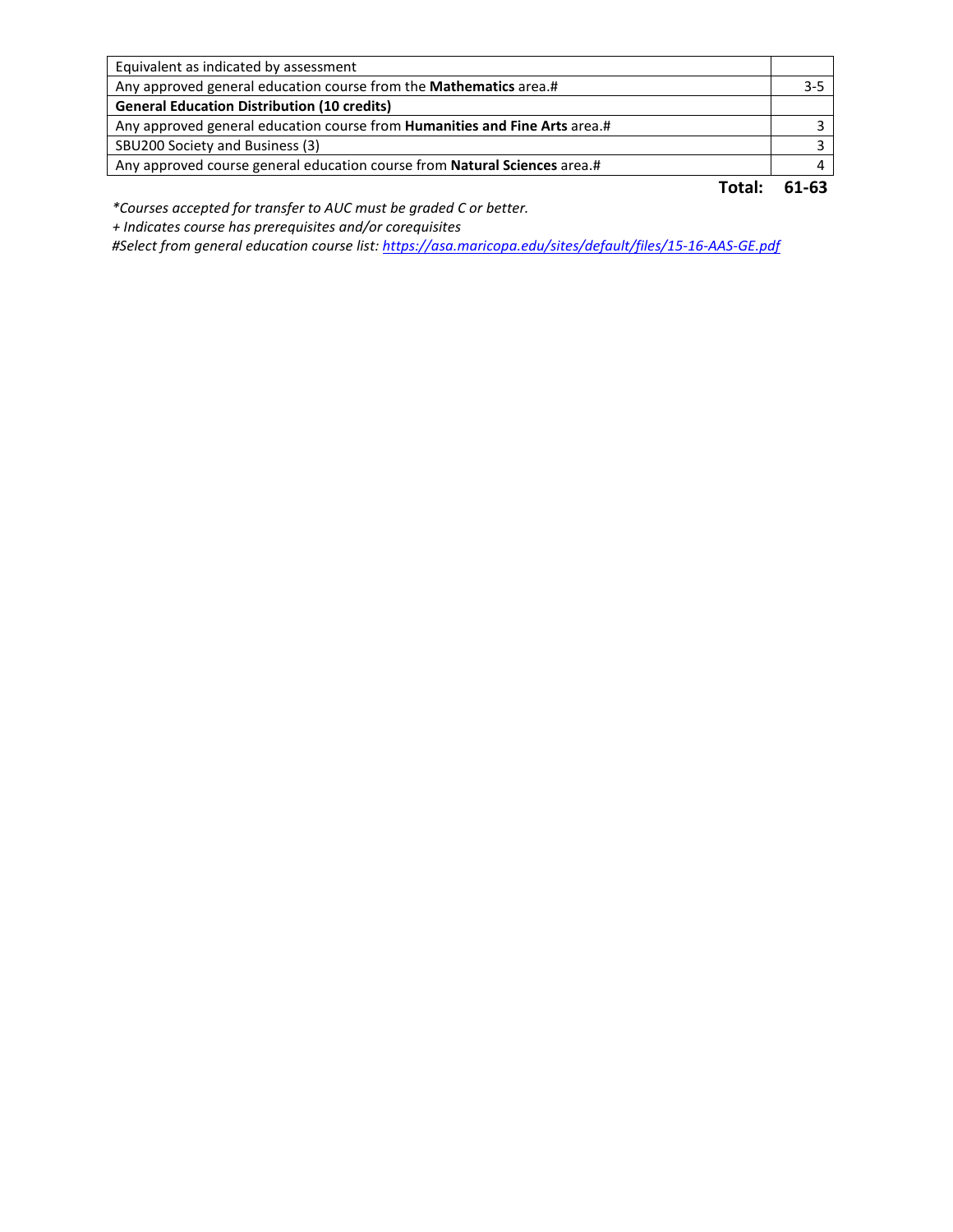| | |
|---|---|
| Equivalent as indicated by assessment | |
| Any approved general education course from the **Mathematics** area.# | 3-5 |
| **General Education Distribution (10 credits)** | |
| Any approved general education course from **Humanities and Fine Arts** area.# | 3 |
| SBU200 Society and Business (3) | 3 |
| Any approved course general education course from **Natural Sciences** area.# | 4 |
| **Total:** | **61-63** |

*\*Courses accepted for transfer to AUC must be graded C or better.*

*+ Indicates course has prerequisites and/or corequisites*

*#Select from general education course list: [https://asa.maricopa.edu/sites/default/files/15-16-AAS-GE.pdf](https://asa.maricopa.edu/sites/default/files/15-16-AAS-GE.pdf)*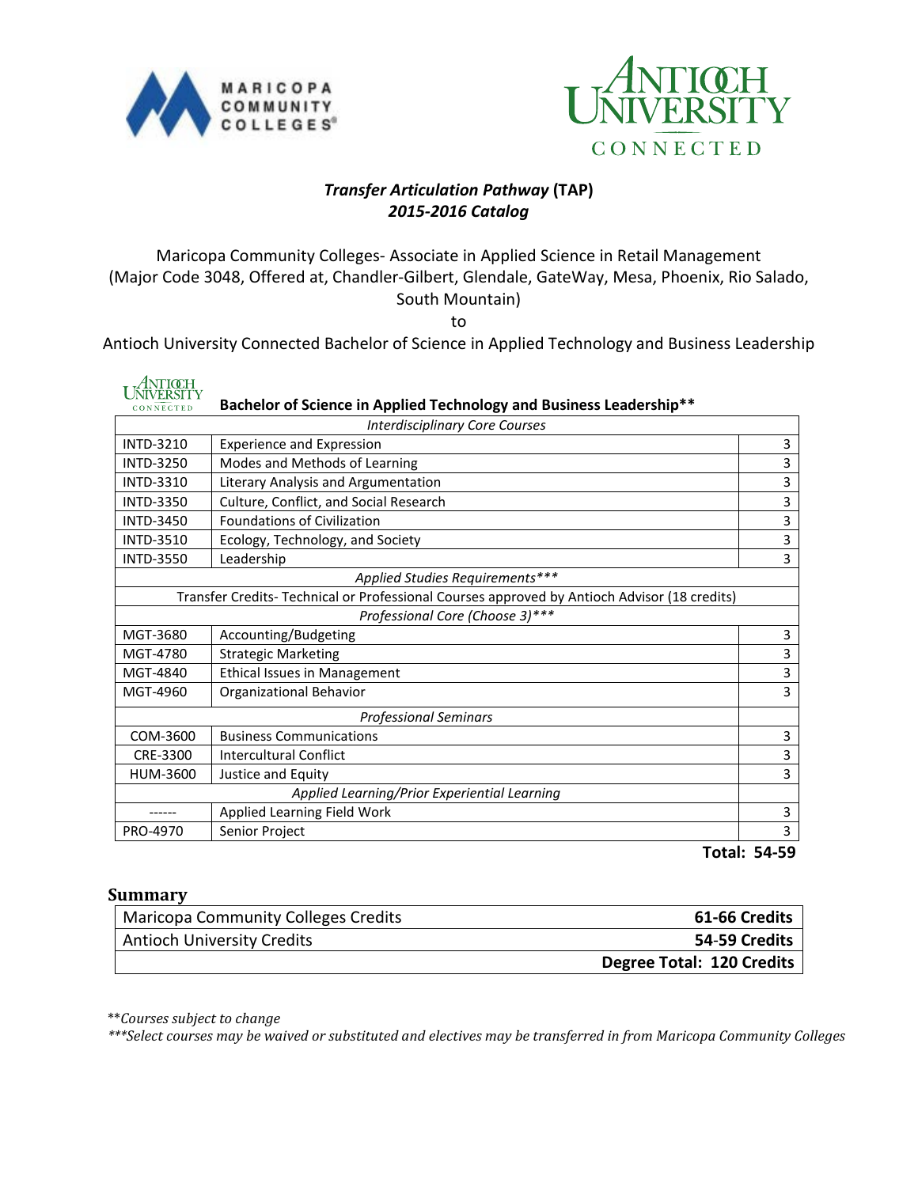# *Transfer Articulation Pathway* (TAP)
## *2015-2016 Catalog*

Maricopa Community Colleges- Associate in Applied Science in Retail Management (Major Code 3048, Offered at, Chandler-Gilbert, Glendale, GateWay, Mesa, Phoenix, Rio Salado, South Mountain)

to

Antioch University Connected Bachelor of Science in Applied Technology and Business Leadership

### Bachelor of Science in Applied Technology and Business Leadership**

| | | |
|---|---|---|
| *Interdisciplinary Core Courses* | | |
| INTD-3210 | Experience and Expression | 3 |
| INTD-3250 | Modes and Methods of Learning | 3 |
| INTD-3310 | Literary Analysis and Argumentation | 3 |
| INTD-3350 | Culture, Conflict, and Social Research | 3 |
| INTD-3450 | Foundations of Civilization | 3 |
| INTD-3510 | Ecology, Technology, and Society | 3 |
| INTD-3550 | Leadership | 3 |
| *Applied Studies Requirements**** | | |
| Transfer Credits- Technical or Professional Courses approved by Antioch Advisor (18 credits) | | |
| *Professional Core (Choose 3)**** | | |
| MGT-3680 | Accounting/Budgeting | 3 |
| MGT-4780 | Strategic Marketing | 3 |
| MGT-4840 | Ethical Issues in Management | 3 |
| MGT-4960 | Organizational Behavior | 3 |
| *Professional Seminars* | | |
| COM-3600 | Business Communications | 3 |
| CRE-3300 | Intercultural Conflict | 3 |
| HUM-3600 | Justice and Equity | 3 |
| *Applied Learning/Prior Experiential Learning* | | |
| ------ | Applied Learning Field Work | 3 |
| PRO-4970 | Senior Project | 3 |

**Total: 54-59**

## Summary

| | |
|---|---|
| Maricopa Community Colleges Credits | **61-66 Credits** |
| Antioch University Credits | **54-59 Credits** |
| | **Degree Total: 120 Credits** |

***Courses subject to change*

****Select courses may be waived or substituted and electives may be transferred in from Maricopa Community Colleges*